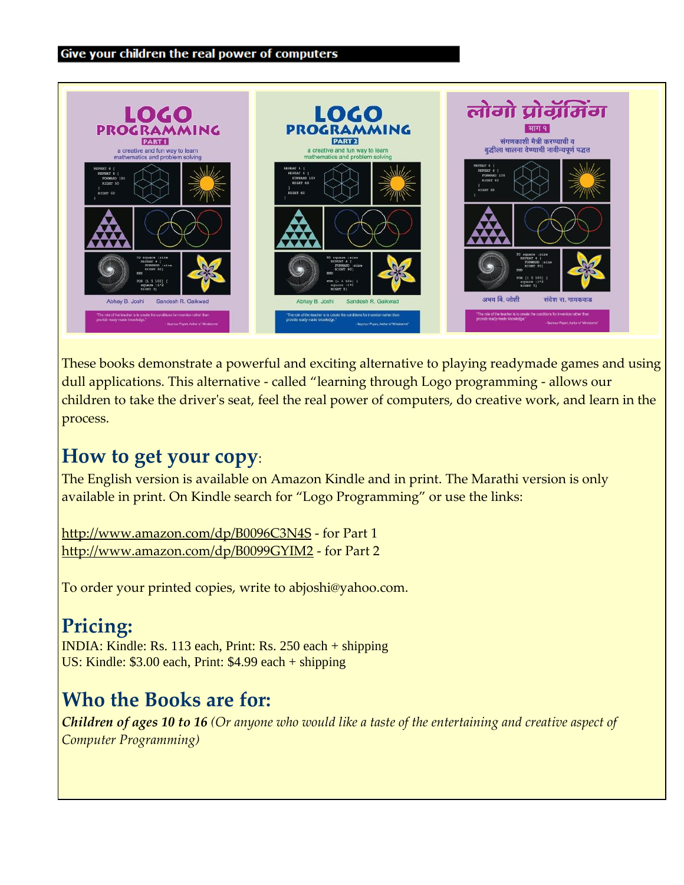**Give your children the real power of computers**

These books demonstrate a powerful and exciting alternative to playing readymade games and using dull applications. This alternative - called "learning through Logo programming - allows our children to take the driver's seat, feel the real power of computers, do creative work, and learn in the process.

## How to get your copy:

The English version is available on Amazon Kindle and in print. The Marathi version is only available in print. On Kindle search for "Logo Programming" or use the links:

http://www.amazon.com/dp/B0096C3N4S - for Part 1
http://www.amazon.com/dp/B0099GYIM2 - for Part 2

To order your printed copies, write to abjoshi@yahoo.com.

## Pricing:

INDIA: Kindle: Rs. 113 each, Print: Rs. 250 each + shipping
US: Kindle: $3.00 each, Print: $4.99 each + shipping

## Who the Books are for:

***Children of ages 10 to 16*** *(Or anyone who would like a taste of the entertaining and creative aspect of Computer Programming)*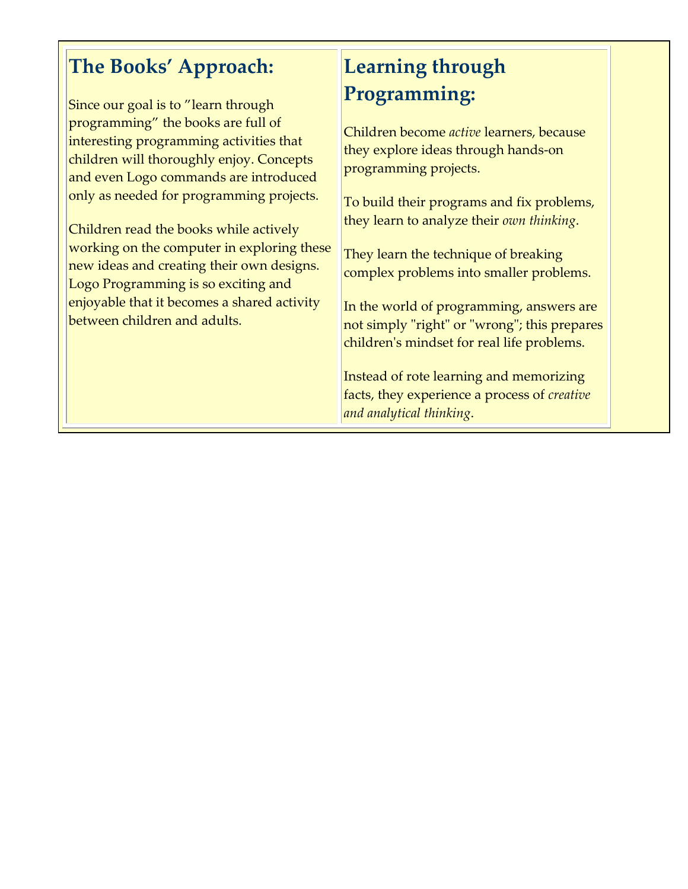## The Books' Approach:

Since our goal is to "learn through programming" the books are full of interesting programming activities that children will thoroughly enjoy. Concepts and even Logo commands are introduced only as needed for programming projects.

Children read the books while actively working on the computer in exploring these new ideas and creating their own designs. Logo Programming is so exciting and enjoyable that it becomes a shared activity between children and adults.

## Learning through Programming:

Children become *active* learners, because they explore ideas through hands-on programming projects.

To build their programs and fix problems, they learn to analyze their *own thinking*.

They learn the technique of breaking complex problems into smaller problems.

In the world of programming, answers are not simply "right" or "wrong"; this prepares children's mindset for real life problems.

Instead of rote learning and memorizing facts, they experience a process of *creative and analytical thinking*.